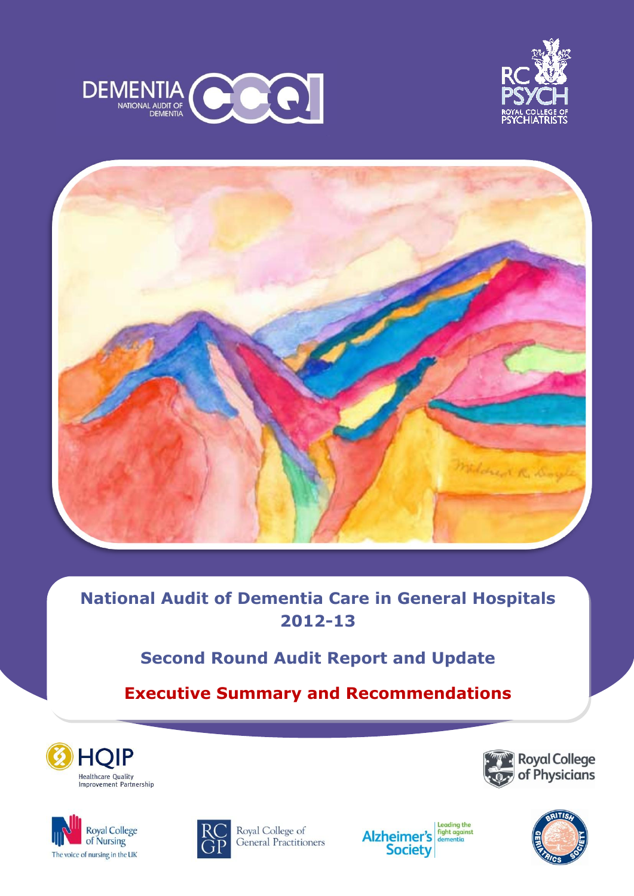# National Audit of Dementia Care in General Hospitals 2012-13

## Second Round Audit Report and Update

## Executive Summary and Recommendations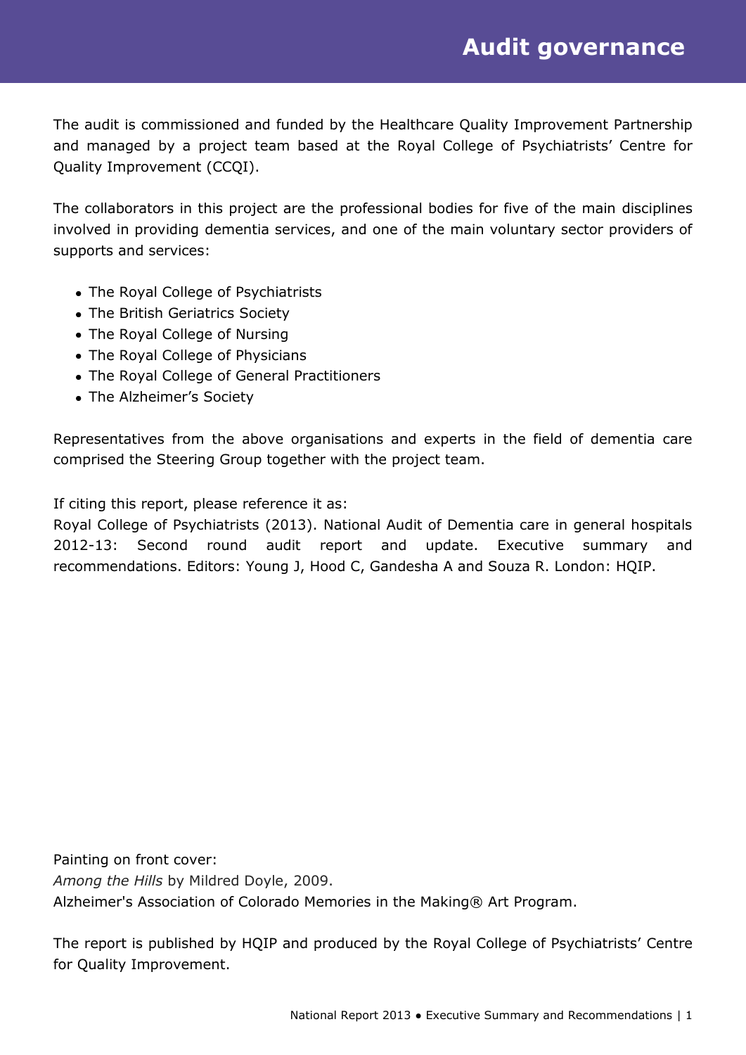# Audit governance

The audit is commissioned and funded by the Healthcare Quality Improvement Partnership and managed by a project team based at the Royal College of Psychiatrists' Centre for Quality Improvement (CCQI).

The collaborators in this project are the professional bodies for five of the main disciplines involved in providing dementia services, and one of the main voluntary sector providers of supports and services:

- The Royal College of Psychiatrists
- The British Geriatrics Society
- The Royal College of Nursing
- The Royal College of Physicians
- The Royal College of General Practitioners
- The Alzheimer's Society

Representatives from the above organisations and experts in the field of dementia care comprised the Steering Group together with the project team.

If citing this report, please reference it as:
Royal College of Psychiatrists (2013). National Audit of Dementia care in general hospitals 2012-13: Second round audit report and update. Executive summary and recommendations. Editors: Young J, Hood C, Gandesha A and Souza R. London: HQIP.

Painting on front cover:
*Among the Hills* by Mildred Doyle, 2009.
Alzheimer's Association of Colorado Memories in the Making® Art Program.

The report is published by HQIP and produced by the Royal College of Psychiatrists' Centre for Quality Improvement.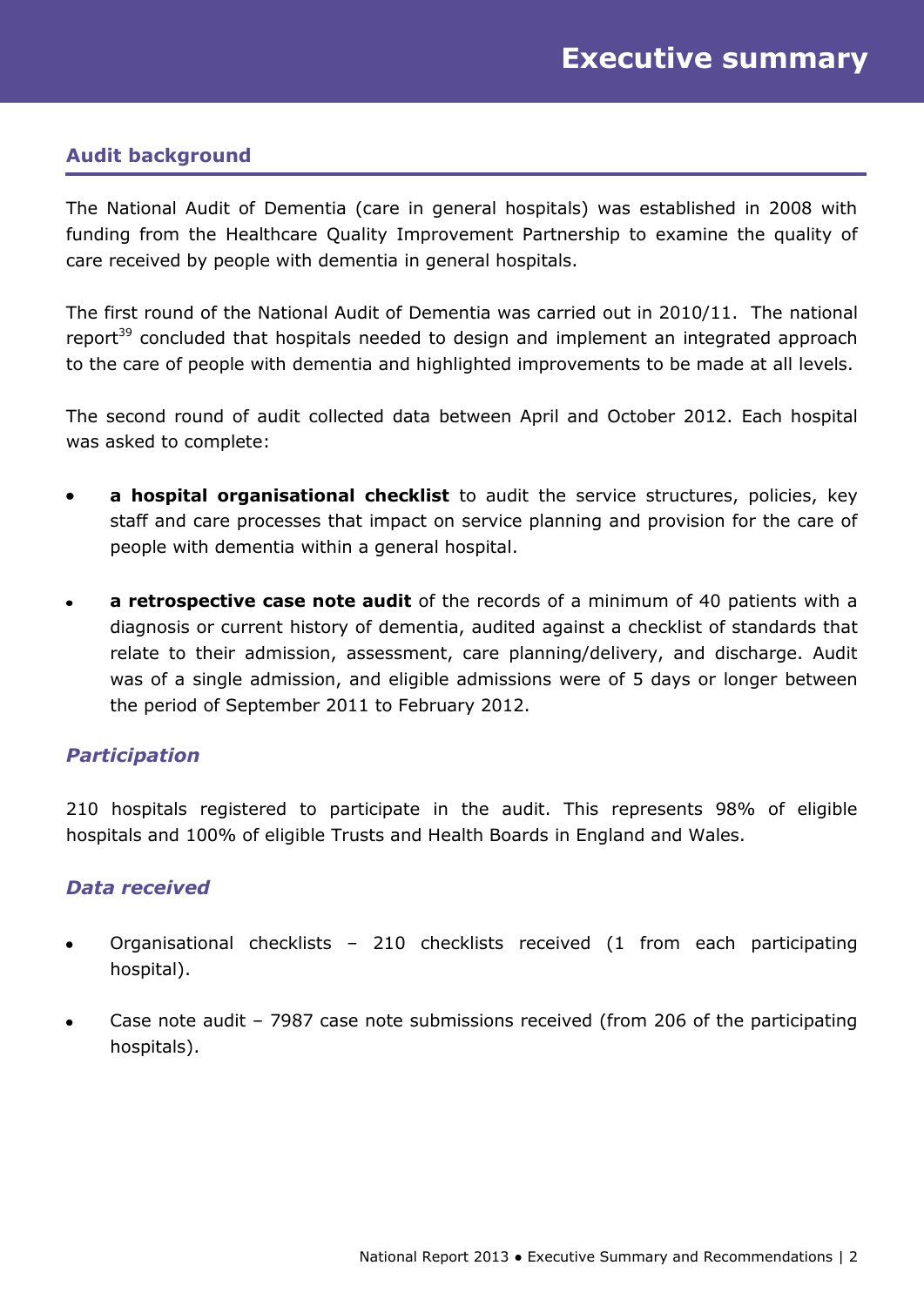# Executive summary

## Audit background

The National Audit of Dementia (care in general hospitals) was established in 2008 with funding from the Healthcare Quality Improvement Partnership to examine the quality of care received by people with dementia in general hospitals.

The first round of the National Audit of Dementia was carried out in 2010/11. The national report[39] concluded that hospitals needed to design and implement an integrated approach to the care of people with dementia and highlighted improvements to be made at all levels.

The second round of audit collected data between April and October 2012. Each hospital was asked to complete:

- **a hospital organisational checklist** to audit the service structures, policies, key staff and care processes that impact on service planning and provision for the care of people with dementia within a general hospital.
- **a retrospective case note audit** of the records of a minimum of 40 patients with a diagnosis or current history of dementia, audited against a checklist of standards that relate to their admission, assessment, care planning/delivery, and discharge. Audit was of a single admission, and eligible admissions were of 5 days or longer between the period of September 2011 to February 2012.

### *Participation*

210 hospitals registered to participate in the audit. This represents 98% of eligible hospitals and 100% of eligible Trusts and Health Boards in England and Wales.

### *Data received*

- Organisational checklists – 210 checklists received (1 from each participating hospital).
- Case note audit – 7987 case note submissions received (from 206 of the participating hospitals).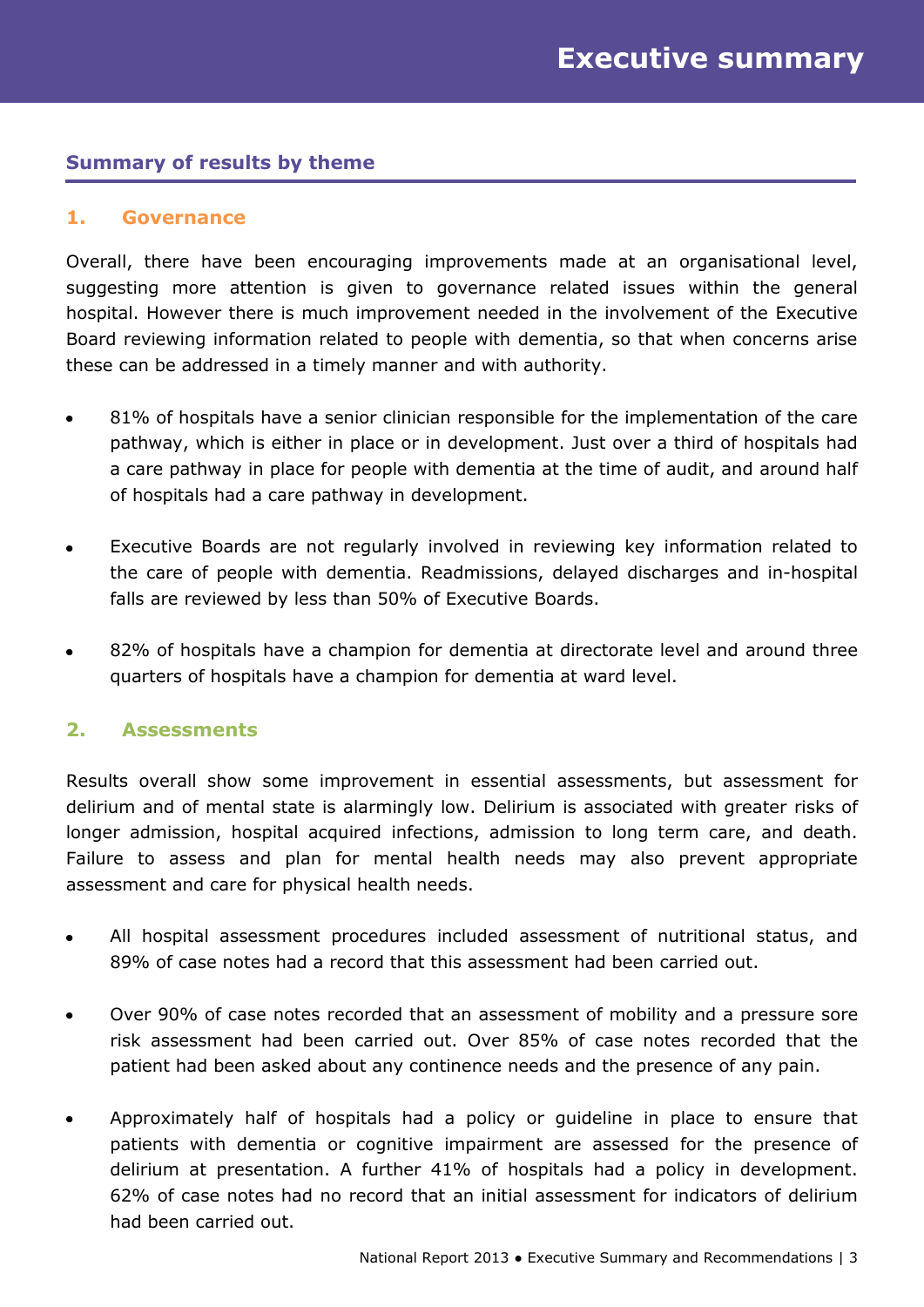# Executive summary

## Summary of results by theme

### 1. Governance

Overall, there have been encouraging improvements made at an organisational level, suggesting more attention is given to governance related issues within the general hospital. However there is much improvement needed in the involvement of the Executive Board reviewing information related to people with dementia, so that when concerns arise these can be addressed in a timely manner and with authority.

- 81% of hospitals have a senior clinician responsible for the implementation of the care pathway, which is either in place or in development. Just over a third of hospitals had a care pathway in place for people with dementia at the time of audit, and around half of hospitals had a care pathway in development.
- Executive Boards are not regularly involved in reviewing key information related to the care of people with dementia. Readmissions, delayed discharges and in-hospital falls are reviewed by less than 50% of Executive Boards.
- 82% of hospitals have a champion for dementia at directorate level and around three quarters of hospitals have a champion for dementia at ward level.

### 2. Assessments

Results overall show some improvement in essential assessments, but assessment for delirium and of mental state is alarmingly low. Delirium is associated with greater risks of longer admission, hospital acquired infections, admission to long term care, and death. Failure to assess and plan for mental health needs may also prevent appropriate assessment and care for physical health needs.

- All hospital assessment procedures included assessment of nutritional status, and 89% of case notes had a record that this assessment had been carried out.
- Over 90% of case notes recorded that an assessment of mobility and a pressure sore risk assessment had been carried out. Over 85% of case notes recorded that the patient had been asked about any continence needs and the presence of any pain.
- Approximately half of hospitals had a policy or guideline in place to ensure that patients with dementia or cognitive impairment are assessed for the presence of delirium at presentation. A further 41% of hospitals had a policy in development. 62% of case notes had no record that an initial assessment for indicators of delirium had been carried out.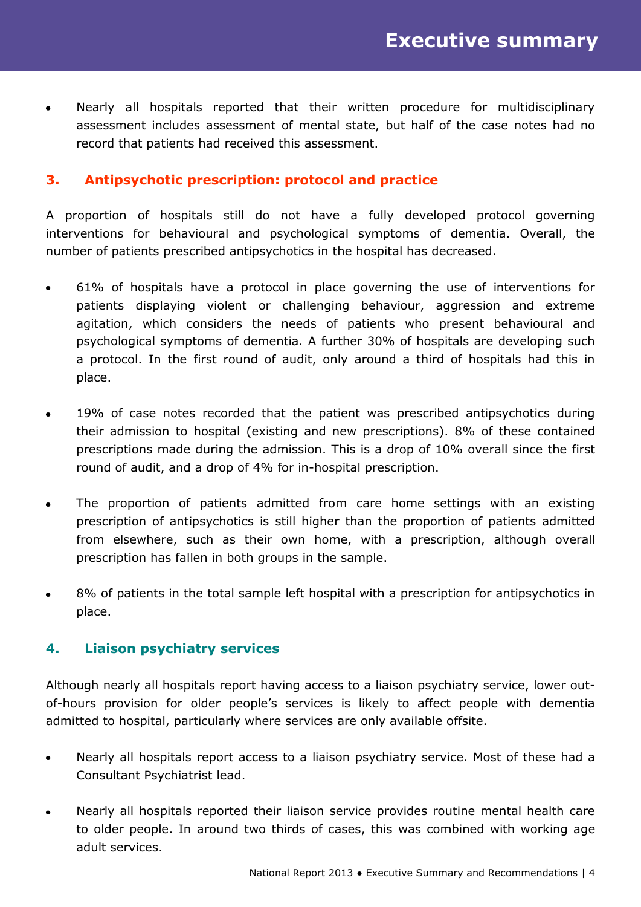- Nearly all hospitals reported that their written procedure for multidisciplinary assessment includes assessment of mental state, but half of the case notes had no record that patients had received this assessment.

## 3. Antipsychotic prescription: protocol and practice

A proportion of hospitals still do not have a fully developed protocol governing interventions for behavioural and psychological symptoms of dementia. Overall, the number of patients prescribed antipsychotics in the hospital has decreased.

- 61% of hospitals have a protocol in place governing the use of interventions for patients displaying violent or challenging behaviour, aggression and extreme agitation, which considers the needs of patients who present behavioural and psychological symptoms of dementia. A further 30% of hospitals are developing such a protocol. In the first round of audit, only around a third of hospitals had this in place.

- 19% of case notes recorded that the patient was prescribed antipsychotics during their admission to hospital (existing and new prescriptions). 8% of these contained prescriptions made during the admission. This is a drop of 10% overall since the first round of audit, and a drop of 4% for in-hospital prescription.

- The proportion of patients admitted from care home settings with an existing prescription of antipsychotics is still higher than the proportion of patients admitted from elsewhere, such as their own home, with a prescription, although overall prescription has fallen in both groups in the sample.

- 8% of patients in the total sample left hospital with a prescription for antipsychotics in place.

## 4. Liaison psychiatry services

Although nearly all hospitals report having access to a liaison psychiatry service, lower out-of-hours provision for older people's services is likely to affect people with dementia admitted to hospital, particularly where services are only available offsite.

- Nearly all hospitals report access to a liaison psychiatry service. Most of these had a Consultant Psychiatrist lead.

- Nearly all hospitals reported their liaison service provides routine mental health care to older people. In around two thirds of cases, this was combined with working age adult services.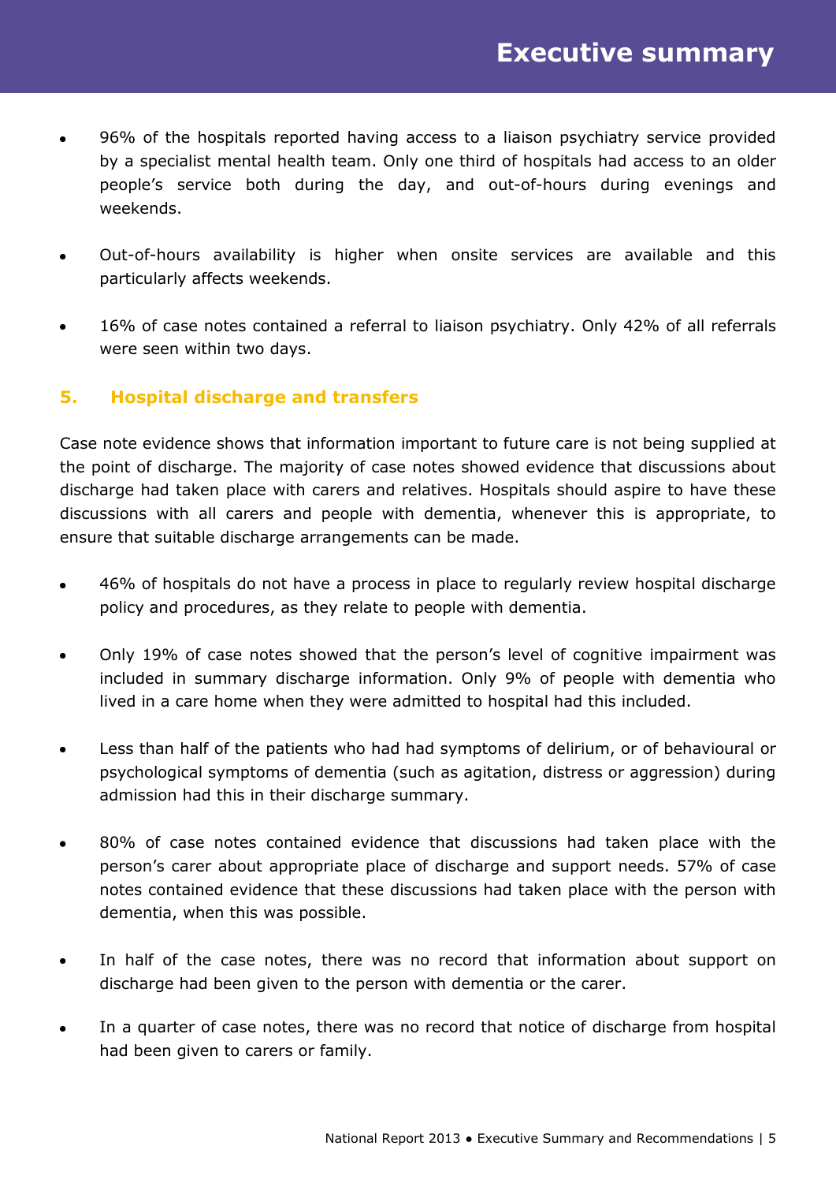- 96% of the hospitals reported having access to a liaison psychiatry service provided by a specialist mental health team. Only one third of hospitals had access to an older people's service both during the day, and out-of-hours during evenings and weekends.

- Out-of-hours availability is higher when onsite services are available and this particularly affects weekends.

- 16% of case notes contained a referral to liaison psychiatry. Only 42% of all referrals were seen within two days.

## 5. Hospital discharge and transfers

Case note evidence shows that information important to future care is not being supplied at the point of discharge. The majority of case notes showed evidence that discussions about discharge had taken place with carers and relatives. Hospitals should aspire to have these discussions with all carers and people with dementia, whenever this is appropriate, to ensure that suitable discharge arrangements can be made.

- 46% of hospitals do not have a process in place to regularly review hospital discharge policy and procedures, as they relate to people with dementia.

- Only 19% of case notes showed that the person's level of cognitive impairment was included in summary discharge information. Only 9% of people with dementia who lived in a care home when they were admitted to hospital had this included.

- Less than half of the patients who had had symptoms of delirium, or of behavioural or psychological symptoms of dementia (such as agitation, distress or aggression) during admission had this in their discharge summary.

- 80% of case notes contained evidence that discussions had taken place with the person's carer about appropriate place of discharge and support needs. 57% of case notes contained evidence that these discussions had taken place with the person with dementia, when this was possible.

- In half of the case notes, there was no record that information about support on discharge had been given to the person with dementia or the carer.

- In a quarter of case notes, there was no record that notice of discharge from hospital had been given to carers or family.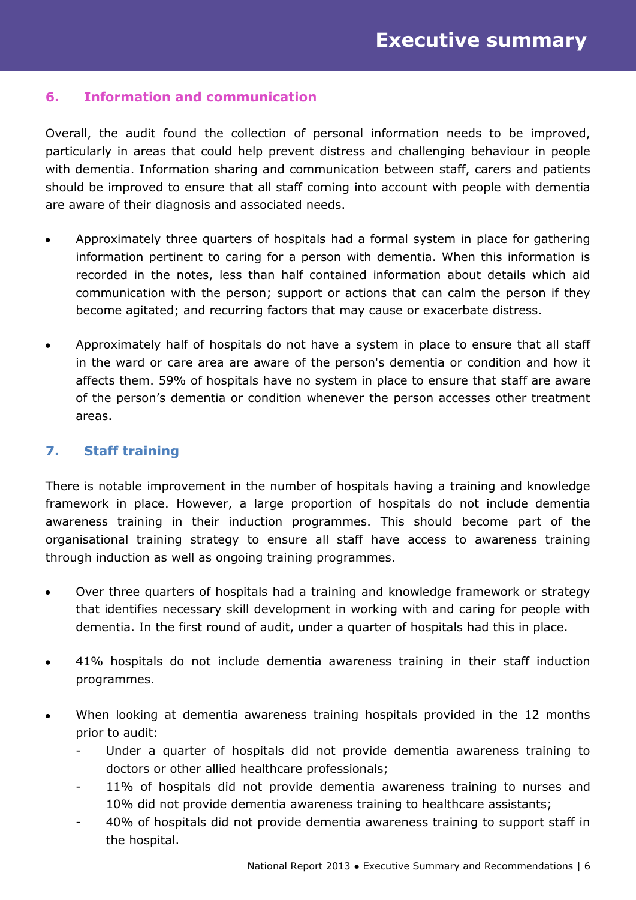## 6. Information and communication

Overall, the audit found the collection of personal information needs to be improved, particularly in areas that could help prevent distress and challenging behaviour in people with dementia. Information sharing and communication between staff, carers and patients should be improved to ensure that all staff coming into account with people with dementia are aware of their diagnosis and associated needs.

- Approximately three quarters of hospitals had a formal system in place for gathering information pertinent to caring for a person with dementia. When this information is recorded in the notes, less than half contained information about details which aid communication with the person; support or actions that can calm the person if they become agitated; and recurring factors that may cause or exacerbate distress.

- Approximately half of hospitals do not have a system in place to ensure that all staff in the ward or care area are aware of the person's dementia or condition and how it affects them. 59% of hospitals have no system in place to ensure that staff are aware of the person's dementia or condition whenever the person accesses other treatment areas.

## 7. Staff training

There is notable improvement in the number of hospitals having a training and knowledge framework in place. However, a large proportion of hospitals do not include dementia awareness training in their induction programmes. This should become part of the organisational training strategy to ensure all staff have access to awareness training through induction as well as ongoing training programmes.

- Over three quarters of hospitals had a training and knowledge framework or strategy that identifies necessary skill development in working with and caring for people with dementia. In the first round of audit, under a quarter of hospitals had this in place.

- 41% hospitals do not include dementia awareness training in their staff induction programmes.

- When looking at dementia awareness training hospitals provided in the 12 months prior to audit:
    - Under a quarter of hospitals did not provide dementia awareness training to doctors or other allied healthcare professionals;
    - 11% of hospitals did not provide dementia awareness training to nurses and 10% did not provide dementia awareness training to healthcare assistants;
    - 40% of hospitals did not provide dementia awareness training to support staff in the hospital.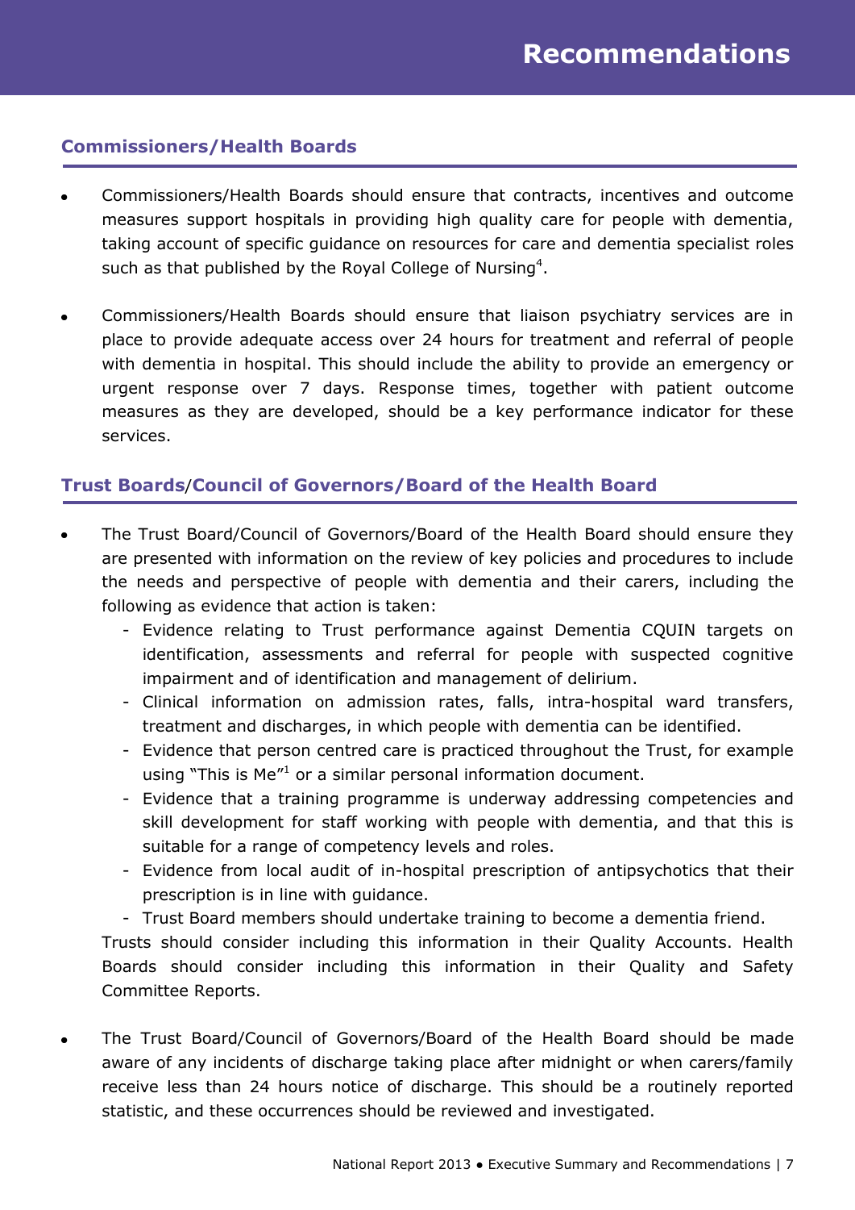# Recommendations

## Commissioners/Health Boards

- Commissioners/Health Boards should ensure that contracts, incentives and outcome measures support hospitals in providing high quality care for people with dementia, taking account of specific guidance on resources for care and dementia specialist roles such as that published by the Royal College of Nursing[4].

- Commissioners/Health Boards should ensure that liaison psychiatry services are in place to provide adequate access over 24 hours for treatment and referral of people with dementia in hospital. This should include the ability to provide an emergency or urgent response over 7 days. Response times, together with patient outcome measures as they are developed, should be a key performance indicator for these services.

## Trust Boards/Council of Governors/Board of the Health Board

- The Trust Board/Council of Governors/Board of the Health Board should ensure they are presented with information on the review of key policies and procedures to include the needs and perspective of people with dementia and their carers, including the following as evidence that action is taken:
  - Evidence relating to Trust performance against Dementia CQUIN targets on identification, assessments and referral for people with suspected cognitive impairment and of identification and management of delirium.
  - Clinical information on admission rates, falls, intra-hospital ward transfers, treatment and discharges, in which people with dementia can be identified.
  - Evidence that person centred care is practiced throughout the Trust, for example using "This is Me"[1] or a similar personal information document.
  - Evidence that a training programme is underway addressing competencies and skill development for staff working with people with dementia, and that this is suitable for a range of competency levels and roles.
  - Evidence from local audit of in-hospital prescription of antipsychotics that their prescription is in line with guidance.
  - Trust Board members should undertake training to become a dementia friend.

  Trusts should consider including this information in their Quality Accounts. Health Boards should consider including this information in their Quality and Safety Committee Reports.

- The Trust Board/Council of Governors/Board of the Health Board should be made aware of any incidents of discharge taking place after midnight or when carers/family receive less than 24 hours notice of discharge. This should be a routinely reported statistic, and these occurrences should be reviewed and investigated.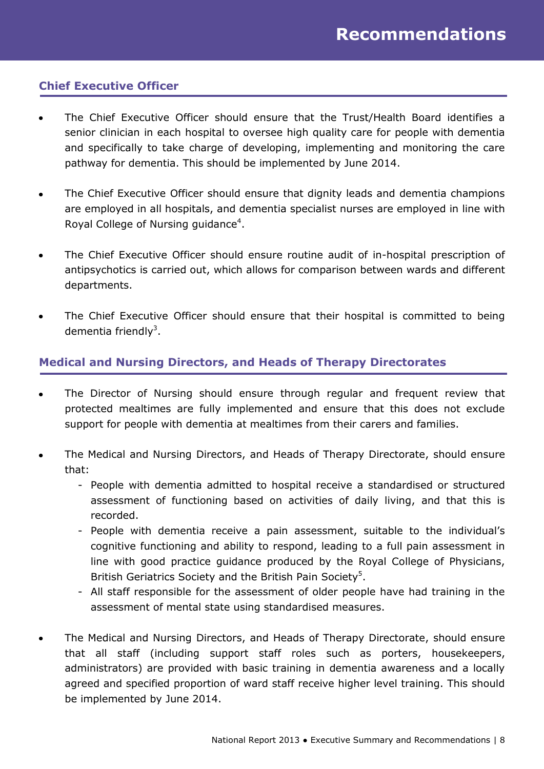# Recommendations

## Chief Executive Officer

- The Chief Executive Officer should ensure that the Trust/Health Board identifies a senior clinician in each hospital to oversee high quality care for people with dementia and specifically to take charge of developing, implementing and monitoring the care pathway for dementia. This should be implemented by June 2014.
- The Chief Executive Officer should ensure that dignity leads and dementia champions are employed in all hospitals, and dementia specialist nurses are employed in line with Royal College of Nursing guidance[4].
- The Chief Executive Officer should ensure routine audit of in-hospital prescription of antipsychotics is carried out, which allows for comparison between wards and different departments.
- The Chief Executive Officer should ensure that their hospital is committed to being dementia friendly[3].

## Medical and Nursing Directors, and Heads of Therapy Directorates

- The Director of Nursing should ensure through regular and frequent review that protected mealtimes are fully implemented and ensure that this does not exclude support for people with dementia at mealtimes from their carers and families.
- The Medical and Nursing Directors, and Heads of Therapy Directorate, should ensure that:
  - People with dementia admitted to hospital receive a standardised or structured assessment of functioning based on activities of daily living, and that this is recorded.
  - People with dementia receive a pain assessment, suitable to the individual's cognitive functioning and ability to respond, leading to a full pain assessment in line with good practice guidance produced by the Royal College of Physicians, British Geriatrics Society and the British Pain Society[5].
  - All staff responsible for the assessment of older people have had training in the assessment of mental state using standardised measures.
- The Medical and Nursing Directors, and Heads of Therapy Directorate, should ensure that all staff (including support staff roles such as porters, housekeepers, administrators) are provided with basic training in dementia awareness and a locally agreed and specified proportion of ward staff receive higher level training. This should be implemented by June 2014.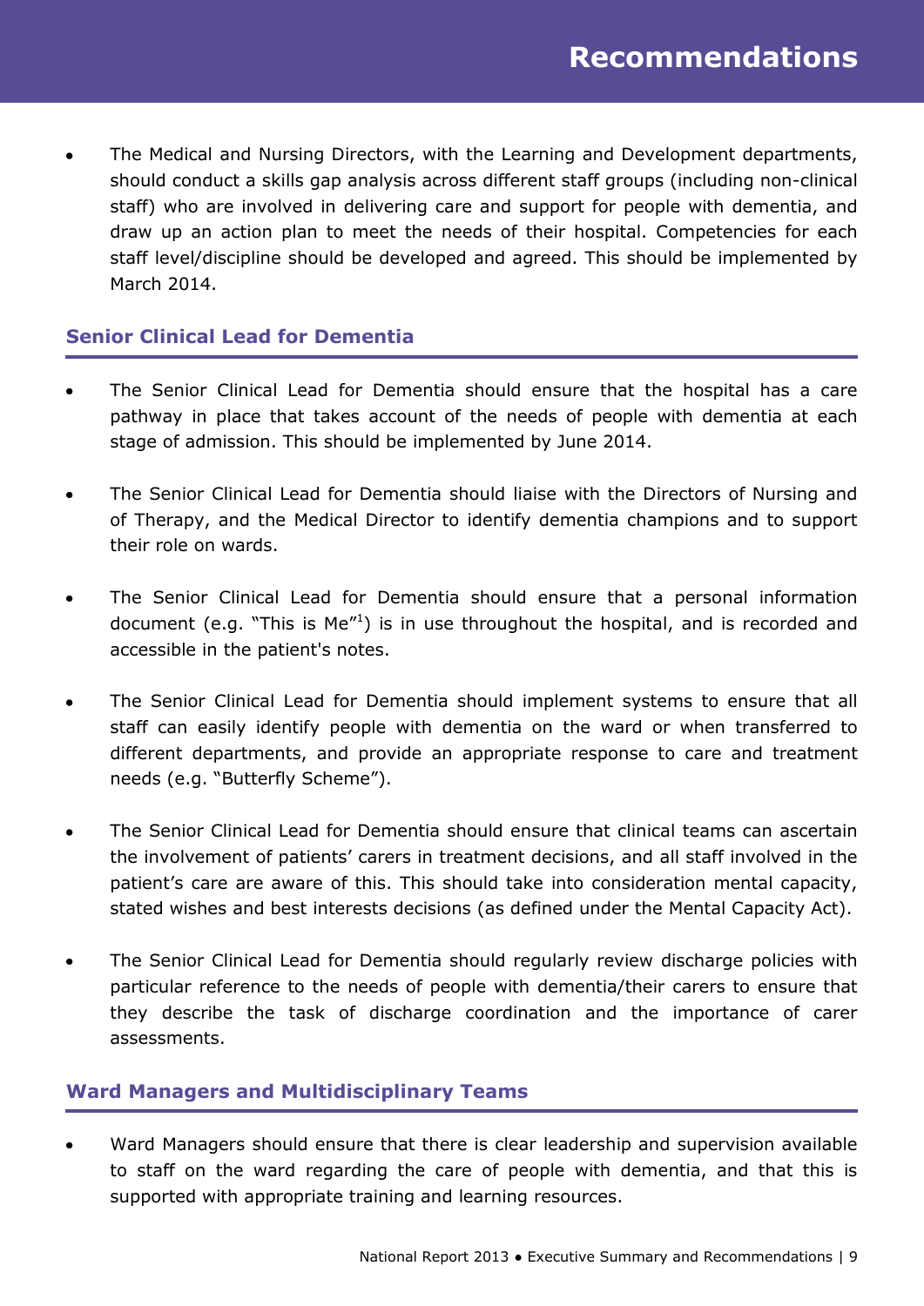- The Medical and Nursing Directors, with the Learning and Development departments, should conduct a skills gap analysis across different staff groups (including non-clinical staff) who are involved in delivering care and support for people with dementia, and draw up an action plan to meet the needs of their hospital. Competencies for each staff level/discipline should be developed and agreed. This should be implemented by March 2014.

## Senior Clinical Lead for Dementia

- The Senior Clinical Lead for Dementia should ensure that the hospital has a care pathway in place that takes account of the needs of people with dementia at each stage of admission. This should be implemented by June 2014.

- The Senior Clinical Lead for Dementia should liaise with the Directors of Nursing and of Therapy, and the Medical Director to identify dementia champions and to support their role on wards.

- The Senior Clinical Lead for Dementia should ensure that a personal information document (e.g. "This is Me"[1]) is in use throughout the hospital, and is recorded and accessible in the patient's notes.

- The Senior Clinical Lead for Dementia should implement systems to ensure that all staff can easily identify people with dementia on the ward or when transferred to different departments, and provide an appropriate response to care and treatment needs (e.g. "Butterfly Scheme").

- The Senior Clinical Lead for Dementia should ensure that clinical teams can ascertain the involvement of patients' carers in treatment decisions, and all staff involved in the patient's care are aware of this. This should take into consideration mental capacity, stated wishes and best interests decisions (as defined under the Mental Capacity Act).

- The Senior Clinical Lead for Dementia should regularly review discharge policies with particular reference to the needs of people with dementia/their carers to ensure that they describe the task of discharge coordination and the importance of carer assessments.

## Ward Managers and Multidisciplinary Teams

- Ward Managers should ensure that there is clear leadership and supervision available to staff on the ward regarding the care of people with dementia, and that this is supported with appropriate training and learning resources.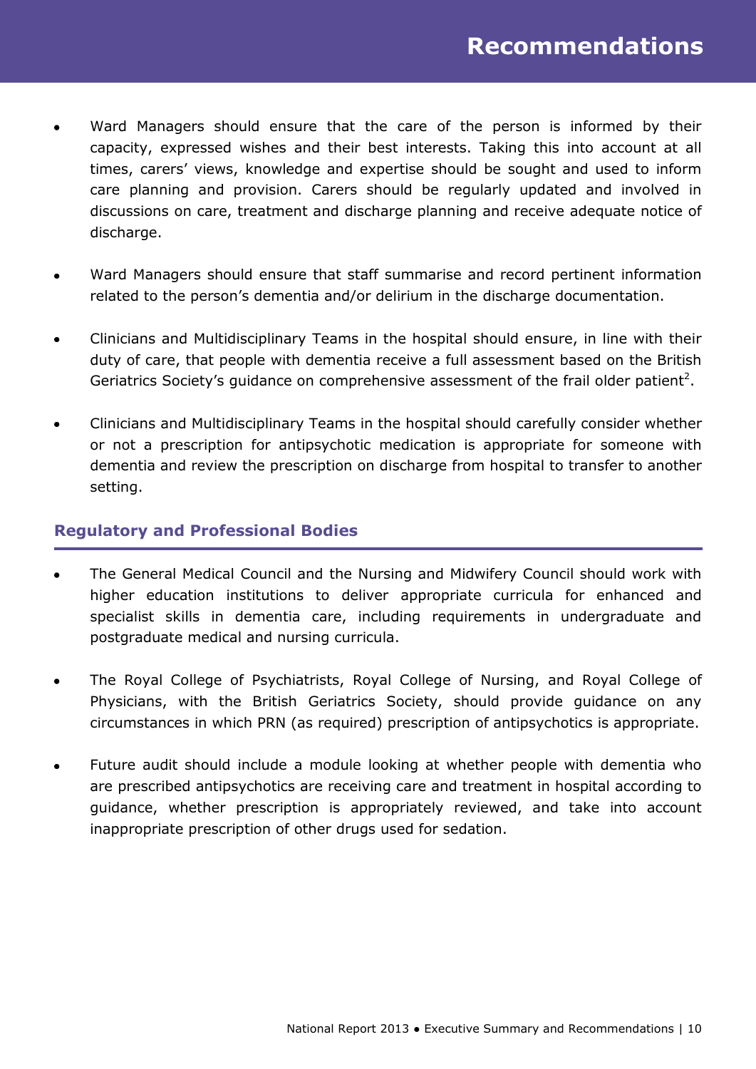# Recommendations

- Ward Managers should ensure that the care of the person is informed by their capacity, expressed wishes and their best interests. Taking this into account at all times, carers' views, knowledge and expertise should be sought and used to inform care planning and provision. Carers should be regularly updated and involved in discussions on care, treatment and discharge planning and receive adequate notice of discharge.

- Ward Managers should ensure that staff summarise and record pertinent information related to the person's dementia and/or delirium in the discharge documentation.

- Clinicians and Multidisciplinary Teams in the hospital should ensure, in line with their duty of care, that people with dementia receive a full assessment based on the British Geriatrics Society's guidance on comprehensive assessment of the frail older patient[2].

- Clinicians and Multidisciplinary Teams in the hospital should carefully consider whether or not a prescription for antipsychotic medication is appropriate for someone with dementia and review the prescription on discharge from hospital to transfer to another setting.

## Regulatory and Professional Bodies

- The General Medical Council and the Nursing and Midwifery Council should work with higher education institutions to deliver appropriate curricula for enhanced and specialist skills in dementia care, including requirements in undergraduate and postgraduate medical and nursing curricula.

- The Royal College of Psychiatrists, Royal College of Nursing, and Royal College of Physicians, with the British Geriatrics Society, should provide guidance on any circumstances in which PRN (as required) prescription of antipsychotics is appropriate.

- Future audit should include a module looking at whether people with dementia who are prescribed antipsychotics are receiving care and treatment in hospital according to guidance, whether prescription is appropriately reviewed, and take into account inappropriate prescription of other drugs used for sedation.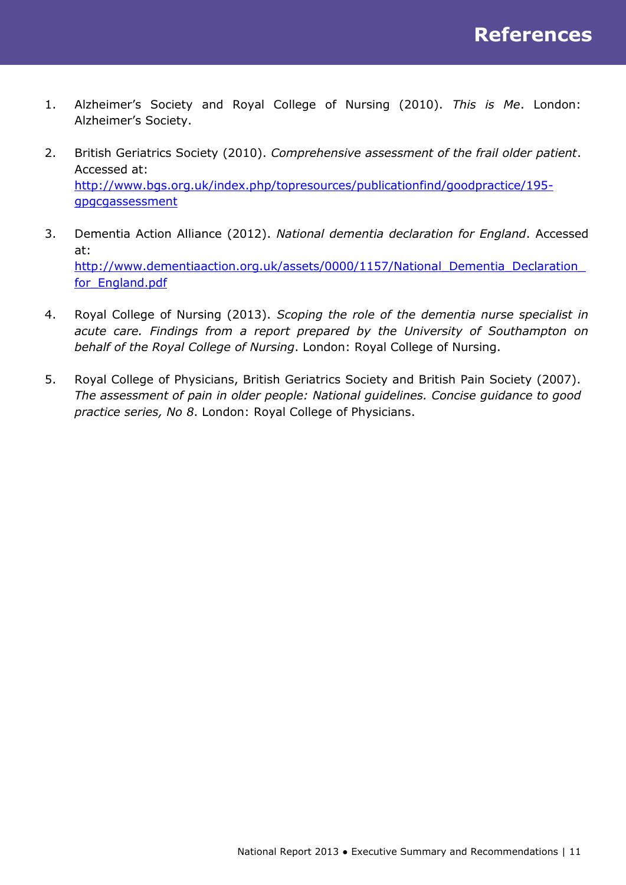# References

1. Alzheimer's Society and Royal College of Nursing (2010). *This is Me*. London: Alzheimer's Society.

2. British Geriatrics Society (2010). *Comprehensive assessment of the frail older patient*. Accessed at: http://www.bgs.org.uk/index.php/topresources/publicationfind/goodpractice/195-gpgcgassessment

3. Dementia Action Alliance (2012). *National dementia declaration for England*. Accessed at: http://www.dementiaaction.org.uk/assets/0000/1157/National_Dementia_Declaration_for_England.pdf

4. Royal College of Nursing (2013). *Scoping the role of the dementia nurse specialist in acute care. Findings from a report prepared by the University of Southampton on behalf of the Royal College of Nursing*. London: Royal College of Nursing.

5. Royal College of Physicians, British Geriatrics Society and British Pain Society (2007). *The assessment of pain in older people: National guidelines. Concise guidance to good practice series, No 8*. London: Royal College of Physicians.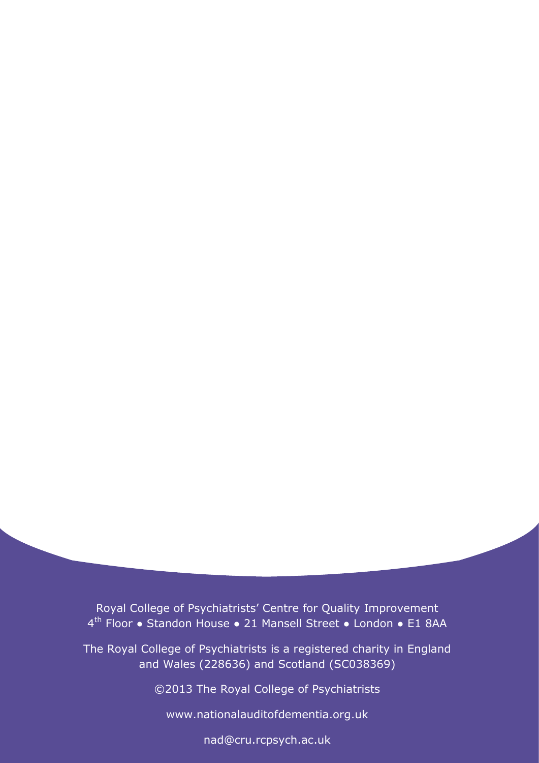Royal College of Psychiatrists' Centre for Quality Improvement
4th Floor • Standon House • 21 Mansell Street • London • E1 8AA

The Royal College of Psychiatrists is a registered charity in England and Wales (228636) and Scotland (SC038369)

©2013 The Royal College of Psychiatrists

www.nationalauditofdementia.org.uk

nad@cru.rcpsych.ac.uk